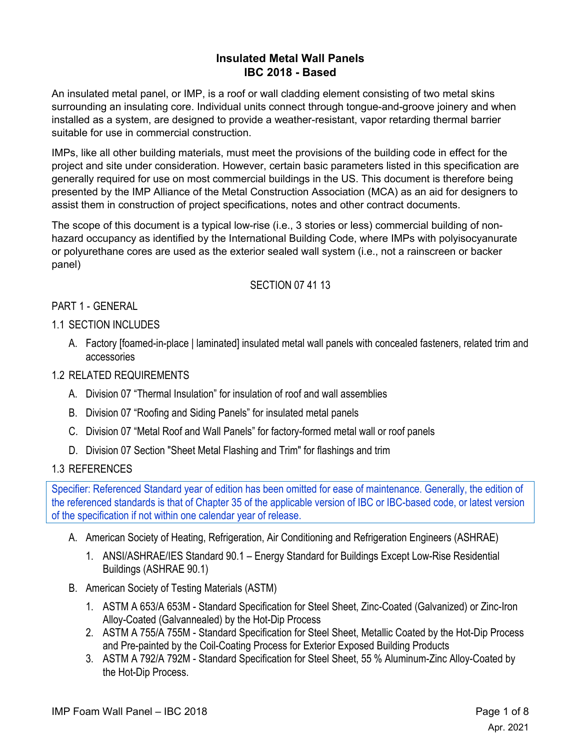# Insulated Metal Wall Panels
# IBC 2018 - Based

An insulated metal panel, or IMP, is a roof or wall cladding element consisting of two metal skins surrounding an insulating core. Individual units connect through tongue-and-groove joinery and when installed as a system, are designed to provide a weather-resistant, vapor retarding thermal barrier suitable for use in commercial construction.

IMPs, like all other building materials, must meet the provisions of the building code in effect for the project and site under consideration. However, certain basic parameters listed in this specification are generally required for use on most commercial buildings in the US. This document is therefore being presented by the IMP Alliance of the Metal Construction Association (MCA) as an aid for designers to assist them in construction of project specifications, notes and other contract documents.

The scope of this document is a typical low-rise (i.e., 3 stories or less) commercial building of non-hazard occupancy as identified by the International Building Code, where IMPs with polyisocyanurate or polyurethane cores are used as the exterior sealed wall system (i.e., not a rainscreen or backer panel)

SECTION 07 41 13

## PART 1 - GENERAL

### 1.1 SECTION INCLUDES

A. Factory [foamed-in-place | laminated] insulated metal wall panels with concealed fasteners, related trim and accessories

### 1.2 RELATED REQUIREMENTS

A. Division 07 “Thermal Insulation” for insulation of roof and wall assemblies

B. Division 07 “Roofing and Siding Panels” for insulated metal panels

C. Division 07 “Metal Roof and Wall Panels” for factory-formed metal wall or roof panels

D. Division 07 Section "Sheet Metal Flashing and Trim" for flashings and trim

### 1.3 REFERENCES

> Specifier: Referenced Standard year of edition has been omitted for ease of maintenance. Generally, the edition of the referenced standards is that of Chapter 35 of the applicable version of IBC or IBC-based code, or latest version of the specification if not within one calendar year of release.

A. American Society of Heating, Refrigeration, Air Conditioning and Refrigeration Engineers (ASHRAE)

1. ANSI/ASHRAE/IES Standard 90.1 – Energy Standard for Buildings Except Low-Rise Residential Buildings (ASHRAE 90.1)

B. American Society of Testing Materials (ASTM)

1. ASTM A 653/A 653M - Standard Specification for Steel Sheet, Zinc-Coated (Galvanized) or Zinc-Iron Alloy-Coated (Galvannealed) by the Hot-Dip Process
2. ASTM A 755/A 755M - Standard Specification for Steel Sheet, Metallic Coated by the Hot-Dip Process and Pre-painted by the Coil-Coating Process for Exterior Exposed Building Products
3. ASTM A 792/A 792M - Standard Specification for Steel Sheet, 55 % Aluminum-Zinc Alloy-Coated by the Hot-Dip Process.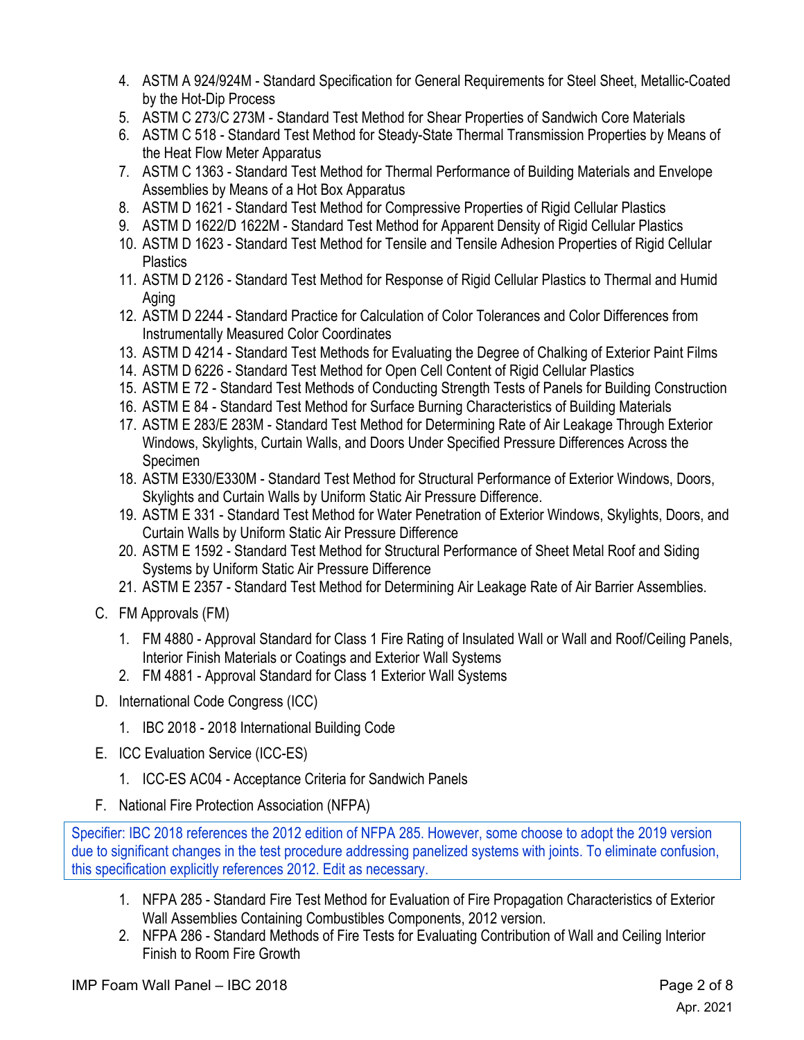4. ASTM A 924/924M - Standard Specification for General Requirements for Steel Sheet, Metallic-Coated by the Hot-Dip Process
5. ASTM C 273/C 273M - Standard Test Method for Shear Properties of Sandwich Core Materials
6. ASTM C 518 - Standard Test Method for Steady-State Thermal Transmission Properties by Means of the Heat Flow Meter Apparatus
7. ASTM C 1363 - Standard Test Method for Thermal Performance of Building Materials and Envelope Assemblies by Means of a Hot Box Apparatus
8. ASTM D 1621 - Standard Test Method for Compressive Properties of Rigid Cellular Plastics
9. ASTM D 1622/D 1622M - Standard Test Method for Apparent Density of Rigid Cellular Plastics
10. ASTM D 1623 - Standard Test Method for Tensile and Tensile Adhesion Properties of Rigid Cellular Plastics
11. ASTM D 2126 - Standard Test Method for Response of Rigid Cellular Plastics to Thermal and Humid Aging
12. ASTM D 2244 - Standard Practice for Calculation of Color Tolerances and Color Differences from Instrumentally Measured Color Coordinates
13. ASTM D 4214 - Standard Test Methods for Evaluating the Degree of Chalking of Exterior Paint Films
14. ASTM D 6226 - Standard Test Method for Open Cell Content of Rigid Cellular Plastics
15. ASTM E 72 - Standard Test Methods of Conducting Strength Tests of Panels for Building Construction
16. ASTM E 84 - Standard Test Method for Surface Burning Characteristics of Building Materials
17. ASTM E 283/E 283M - Standard Test Method for Determining Rate of Air Leakage Through Exterior Windows, Skylights, Curtain Walls, and Doors Under Specified Pressure Differences Across the Specimen
18. ASTM E330/E330M - Standard Test Method for Structural Performance of Exterior Windows, Doors, Skylights and Curtain Walls by Uniform Static Air Pressure Difference.
19. ASTM E 331 - Standard Test Method for Water Penetration of Exterior Windows, Skylights, Doors, and Curtain Walls by Uniform Static Air Pressure Difference
20. ASTM E 1592 - Standard Test Method for Structural Performance of Sheet Metal Roof and Siding Systems by Uniform Static Air Pressure Difference
21. ASTM E 2357 - Standard Test Method for Determining Air Leakage Rate of Air Barrier Assemblies.

C. FM Approvals (FM)

1. FM 4880 - Approval Standard for Class 1 Fire Rating of Insulated Wall or Wall and Roof/Ceiling Panels, Interior Finish Materials or Coatings and Exterior Wall Systems
2. FM 4881 - Approval Standard for Class 1 Exterior Wall Systems

D. International Code Congress (ICC)

1. IBC 2018 - 2018 International Building Code

E. ICC Evaluation Service (ICC-ES)

1. ICC-ES AC04 - Acceptance Criteria for Sandwich Panels

F. National Fire Protection Association (NFPA)

Specifier: IBC 2018 references the 2012 edition of NFPA 285. However, some choose to adopt the 2019 version due to significant changes in the test procedure addressing panelized systems with joints. To eliminate confusion, this specification explicitly references 2012. Edit as necessary.

1. NFPA 285 - Standard Fire Test Method for Evaluation of Fire Propagation Characteristics of Exterior Wall Assemblies Containing Combustibles Components, 2012 version.
2. NFPA 286 - Standard Methods of Fire Tests for Evaluating Contribution of Wall and Ceiling Interior Finish to Room Fire Growth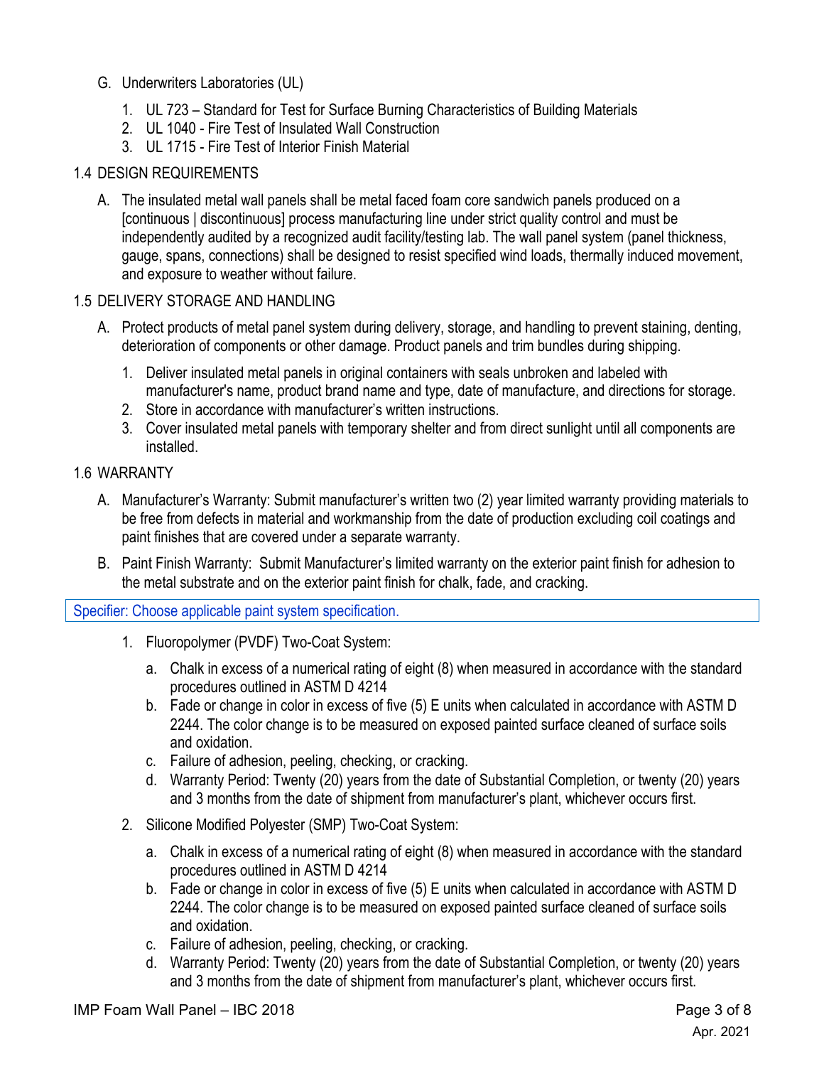G. Underwriters Laboratories (UL)

1. UL 723 – Standard for Test for Surface Burning Characteristics of Building Materials
2. UL 1040 - Fire Test of Insulated Wall Construction
3. UL 1715 - Fire Test of Interior Finish Material

## 1.4 DESIGN REQUIREMENTS

A. The insulated metal wall panels shall be metal faced foam core sandwich panels produced on a [continuous | discontinuous] process manufacturing line under strict quality control and must be independently audited by a recognized audit facility/testing lab. The wall panel system (panel thickness, gauge, spans, connections) shall be designed to resist specified wind loads, thermally induced movement, and exposure to weather without failure.

## 1.5 DELIVERY STORAGE AND HANDLING

A. Protect products of metal panel system during delivery, storage, and handling to prevent staining, denting, deterioration of components or other damage. Product panels and trim bundles during shipping.

1. Deliver insulated metal panels in original containers with seals unbroken and labeled with manufacturer's name, product brand name and type, date of manufacture, and directions for storage.
2. Store in accordance with manufacturer's written instructions.
3. Cover insulated metal panels with temporary shelter and from direct sunlight until all components are installed.

## 1.6 WARRANTY

A. Manufacturer's Warranty: Submit manufacturer's written two (2) year limited warranty providing materials to be free from defects in material and workmanship from the date of production excluding coil coatings and paint finishes that are covered under a separate warranty.

B. Paint Finish Warranty: Submit Manufacturer's limited warranty on the exterior paint finish for adhesion to the metal substrate and on the exterior paint finish for chalk, fade, and cracking.

Specifier: Choose applicable paint system specification.

1. Fluoropolymer (PVDF) Two-Coat System:
   a. Chalk in excess of a numerical rating of eight (8) when measured in accordance with the standard procedures outlined in ASTM D 4214
   b. Fade or change in color in excess of five (5) E units when calculated in accordance with ASTM D 2244. The color change is to be measured on exposed painted surface cleaned of surface soils and oxidation.
   c. Failure of adhesion, peeling, checking, or cracking.
   d. Warranty Period: Twenty (20) years from the date of Substantial Completion, or twenty (20) years and 3 months from the date of shipment from manufacturer's plant, whichever occurs first.
2. Silicone Modified Polyester (SMP) Two-Coat System:
   a. Chalk in excess of a numerical rating of eight (8) when measured in accordance with the standard procedures outlined in ASTM D 4214
   b. Fade or change in color in excess of five (5) E units when calculated in accordance with ASTM D 2244. The color change is to be measured on exposed painted surface cleaned of surface soils and oxidation.
   c. Failure of adhesion, peeling, checking, or cracking.
   d. Warranty Period: Twenty (20) years from the date of Substantial Completion, or twenty (20) years and 3 months from the date of shipment from manufacturer's plant, whichever occurs first.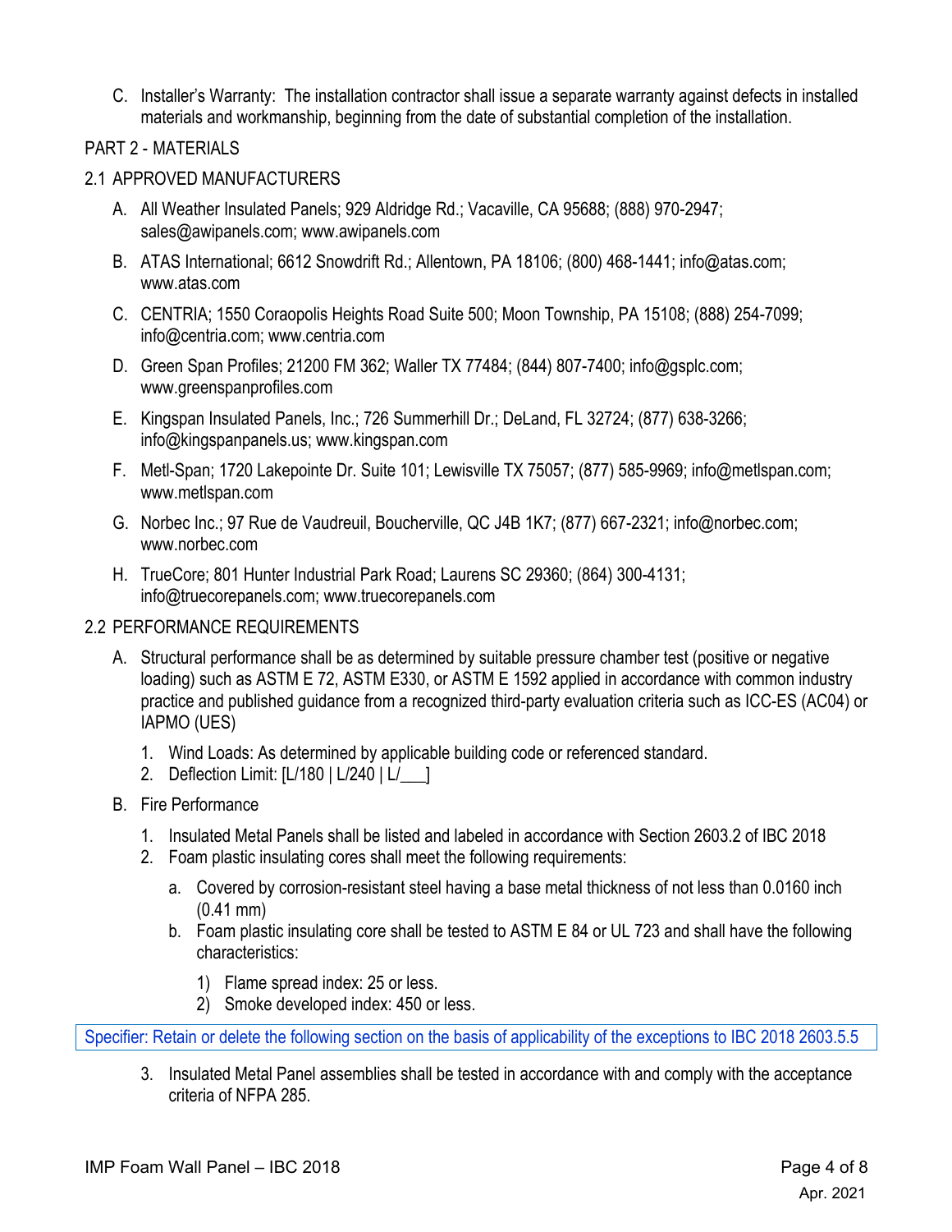C. Installer's Warranty: The installation contractor shall issue a separate warranty against defects in installed materials and workmanship, beginning from the date of substantial completion of the installation.

## PART 2 - MATERIALS

### 2.1 APPROVED MANUFACTURERS

A. All Weather Insulated Panels; 929 Aldridge Rd.; Vacaville, CA 95688; (888) 970-2947; sales@awipanels.com; www.awipanels.com

B. ATAS International; 6612 Snowdrift Rd.; Allentown, PA 18106; (800) 468-1441; info@atas.com; www.atas.com

C. CENTRIA; 1550 Coraopolis Heights Road Suite 500; Moon Township, PA 15108; (888) 254-7099; info@centria.com; www.centria.com

D. Green Span Profiles; 21200 FM 362; Waller TX 77484; (844) 807-7400; info@gsplc.com; www.greenspanprofiles.com

E. Kingspan Insulated Panels, Inc.; 726 Summerhill Dr.; DeLand, FL 32724; (877) 638-3266; info@kingspanpanels.us; www.kingspan.com

F. Metl-Span; 1720 Lakepointe Dr. Suite 101; Lewisville TX 75057; (877) 585-9969; info@metlspan.com; www.metlspan.com

G. Norbec Inc.; 97 Rue de Vaudreuil, Boucherville, QC J4B 1K7; (877) 667-2321; info@norbec.com; www.norbec.com

H. TrueCore; 801 Hunter Industrial Park Road; Laurens SC 29360; (864) 300-4131; info@truecorepanels.com; www.truecorepanels.com

### 2.2 PERFORMANCE REQUIREMENTS

A. Structural performance shall be as determined by suitable pressure chamber test (positive or negative loading) such as ASTM E 72, ASTM E330, or ASTM E 1592 applied in accordance with common industry practice and published guidance from a recognized third-party evaluation criteria such as ICC-ES (AC04) or IAPMO (UES)

   1. Wind Loads: As determined by applicable building code or referenced standard.
   2. Deflection Limit: [L/180 | L/240 | L/___]

B. Fire Performance

   1. Insulated Metal Panels shall be listed and labeled in accordance with Section 2603.2 of IBC 2018
   2. Foam plastic insulating cores shall meet the following requirements:

      a. Covered by corrosion-resistant steel having a base metal thickness of not less than 0.0160 inch (0.41 mm)
      b. Foam plastic insulating core shall be tested to ASTM E 84 or UL 723 and shall have the following characteristics:

         1) Flame spread index: 25 or less.
         2) Smoke developed index: 450 or less.

Specifier: Retain or delete the following section on the basis of applicability of the exceptions to IBC 2018 2603.5.5

   3. Insulated Metal Panel assemblies shall be tested in accordance with and comply with the acceptance criteria of NFPA 285.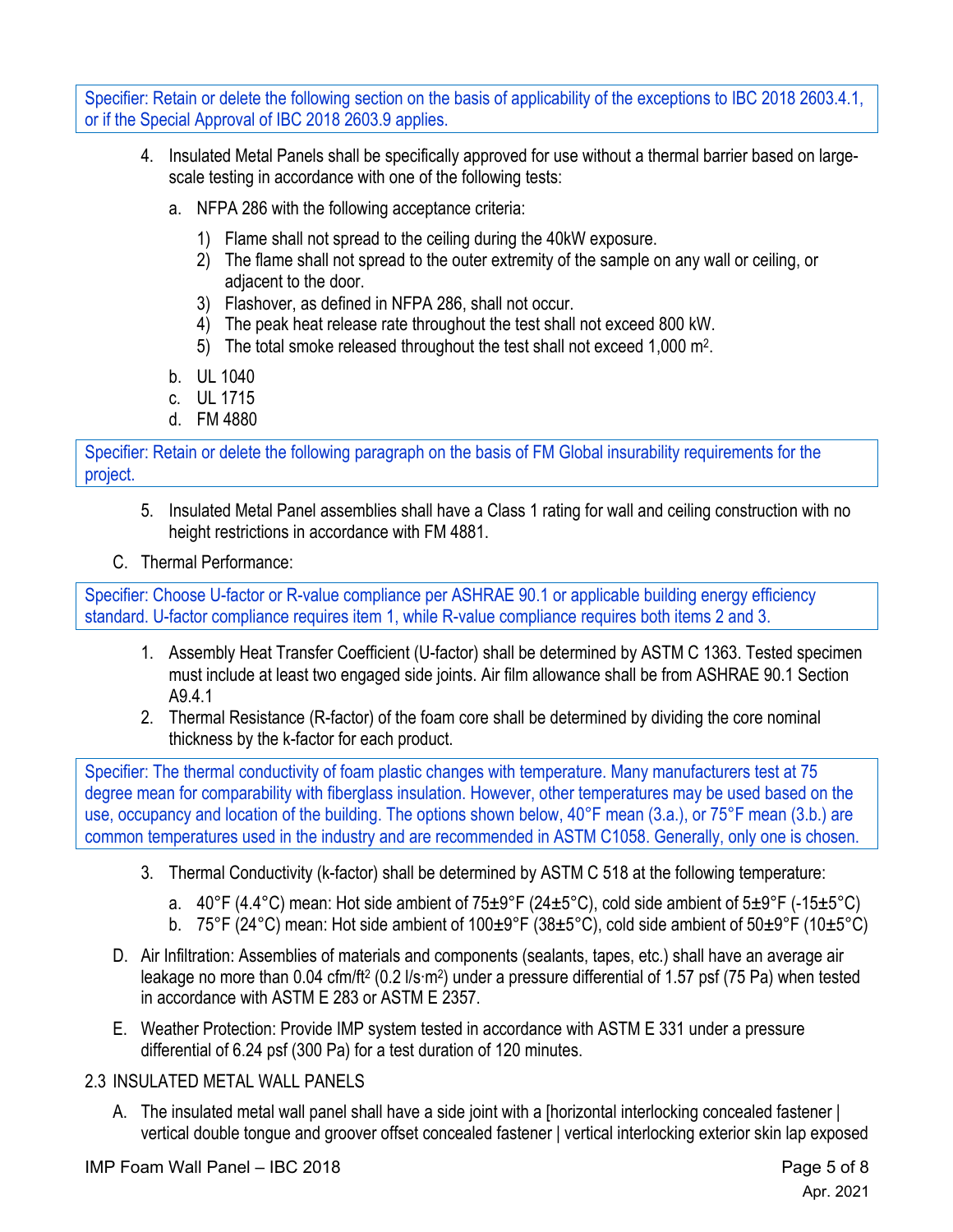Specifier: Retain or delete the following section on the basis of applicability of the exceptions to IBC 2018 2603.4.1, or if the Special Approval of IBC 2018 2603.9 applies.

4. Insulated Metal Panels shall be specifically approved for use without a thermal barrier based on large-scale testing in accordance with one of the following tests:
   a. NFPA 286 with the following acceptance criteria:
      1) Flame shall not spread to the ceiling during the 40kW exposure.
      2) The flame shall not spread to the outer extremity of the sample on any wall or ceiling, or adjacent to the door.
      3) Flashover, as defined in NFPA 286, shall not occur.
      4) The peak heat release rate throughout the test shall not exceed 800 kW.
      5) The total smoke released throughout the test shall not exceed 1,000 $m^2$.
   b. UL 1040
   c. UL 1715
   d. FM 4880

Specifier: Retain or delete the following paragraph on the basis of FM Global insurability requirements for the project.

5. Insulated Metal Panel assemblies shall have a Class 1 rating for wall and ceiling construction with no height restrictions in accordance with FM 4881.

C. Thermal Performance:

Specifier: Choose U-factor or R-value compliance per ASHRAE 90.1 or applicable building energy efficiency standard. U-factor compliance requires item 1, while R-value compliance requires both items 2 and 3.

1. Assembly Heat Transfer Coefficient (U-factor) shall be determined by ASTM C 1363. Tested specimen must include at least two engaged side joints. Air film allowance shall be from ASHRAE 90.1 Section A9.4.1
2. Thermal Resistance (R-factor) of the foam core shall be determined by dividing the core nominal thickness by the k-factor for each product.

Specifier: The thermal conductivity of foam plastic changes with temperature. Many manufacturers test at 75 degree mean for comparability with fiberglass insulation. However, other temperatures may be used based on the use, occupancy and location of the building. The options shown below, 40°F mean (3.a.), or 75°F mean (3.b.) are common temperatures used in the industry and are recommended in ASTM C1058. Generally, only one is chosen.

3. Thermal Conductivity (k-factor) shall be determined by ASTM C 518 at the following temperature:
   a. 40°F (4.4°C) mean: Hot side ambient of 75±9°F (24±5°C), cold side ambient of 5±9°F (-15±5°C)
   b. 75°F (24°C) mean: Hot side ambient of 100±9°F (38±5°C), cold side ambient of 50±9°F (10±5°C)

D. Air Infiltration: Assemblies of materials and components (sealants, tapes, etc.) shall have an average air leakage no more than 0.04 cfm/$ft^2$ (0.2 l/s·$m^2$) under a pressure differential of 1.57 psf (75 Pa) when tested in accordance with ASTM E 283 or ASTM E 2357.

E. Weather Protection: Provide IMP system tested in accordance with ASTM E 331 under a pressure differential of 6.24 psf (300 Pa) for a test duration of 120 minutes.

## 2.3 INSULATED METAL WALL PANELS

A. The insulated metal wall panel shall have a side joint with a [horizontal interlocking concealed fastener | vertical double tongue and groover offset concealed fastener | vertical interlocking exterior skin lap exposed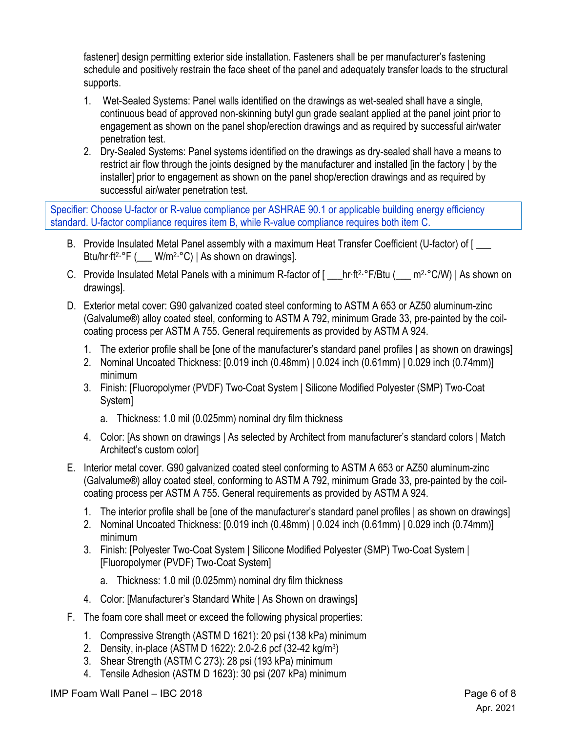fastener] design permitting exterior side installation. Fasteners shall be per manufacturer's fastening schedule and positively restrain the face sheet of the panel and adequately transfer loads to the structural supports.

1. Wet-Sealed Systems: Panel walls identified on the drawings as wet-sealed shall have a single, continuous bead of approved non-skinning butyl gun grade sealant applied at the panel joint prior to engagement as shown on the panel shop/erection drawings and as required by successful air/water penetration test.
2. Dry-Sealed Systems: Panel systems identified on the drawings as dry-sealed shall have a means to restrict air flow through the joints designed by the manufacturer and installed [in the factory | by the installer] prior to engagement as shown on the panel shop/erection drawings and as required by successful air/water penetration test.

Specifier: Choose U-factor or R-value compliance per ASHRAE 90.1 or applicable building energy efficiency standard. U-factor compliance requires item B, while R-value compliance requires both item C.

B. Provide Insulated Metal Panel assembly with a maximum Heat Transfer Coefficient (U-factor) of [ ___ Btu/hr·ft$^2$·°F (___ W/m$^2$·°C) | As shown on drawings].

C. Provide Insulated Metal Panels with a minimum R-factor of [ ___hr·ft$^2$·°F/Btu (___ m$^2$·°C/W) | As shown on drawings].

D. Exterior metal cover: G90 galvanized coated steel conforming to ASTM A 653 or AZ50 aluminum-zinc (Galvalume®) alloy coated steel, conforming to ASTM A 792, minimum Grade 33, pre-painted by the coil-coating process per ASTM A 755. General requirements as provided by ASTM A 924.

1. The exterior profile shall be [one of the manufacturer's standard panel profiles | as shown on drawings]
2. Nominal Uncoated Thickness: [0.019 inch (0.48mm) | 0.024 inch (0.61mm) | 0.029 inch (0.74mm)] minimum
3. Finish: [Fluoropolymer (PVDF) Two-Coat System | Silicone Modified Polyester (SMP) Two-Coat System]
   a. Thickness: 1.0 mil (0.025mm) nominal dry film thickness
4. Color: [As shown on drawings | As selected by Architect from manufacturer's standard colors | Match Architect's custom color]

E. Interior metal cover. G90 galvanized coated steel conforming to ASTM A 653 or AZ50 aluminum-zinc (Galvalume®) alloy coated steel, conforming to ASTM A 792, minimum Grade 33, pre-painted by the coil-coating process per ASTM A 755. General requirements as provided by ASTM A 924.

1. The interior profile shall be [one of the manufacturer's standard panel profiles | as shown on drawings]
2. Nominal Uncoated Thickness: [0.019 inch (0.48mm) | 0.024 inch (0.61mm) | 0.029 inch (0.74mm)] minimum
3. Finish: [Polyester Two-Coat System | Silicone Modified Polyester (SMP) Two-Coat System | [Fluoropolymer (PVDF) Two-Coat System]
   a. Thickness: 1.0 mil (0.025mm) nominal dry film thickness
4. Color: [Manufacturer's Standard White | As Shown on drawings]

F. The foam core shall meet or exceed the following physical properties:

1. Compressive Strength (ASTM D 1621): 20 psi (138 kPa) minimum
2. Density, in-place (ASTM D 1622): 2.0-2.6 pcf (32-42 kg/m$^3$)
3. Shear Strength (ASTM C 273): 28 psi (193 kPa) minimum
4. Tensile Adhesion (ASTM D 1623): 30 psi (207 kPa) minimum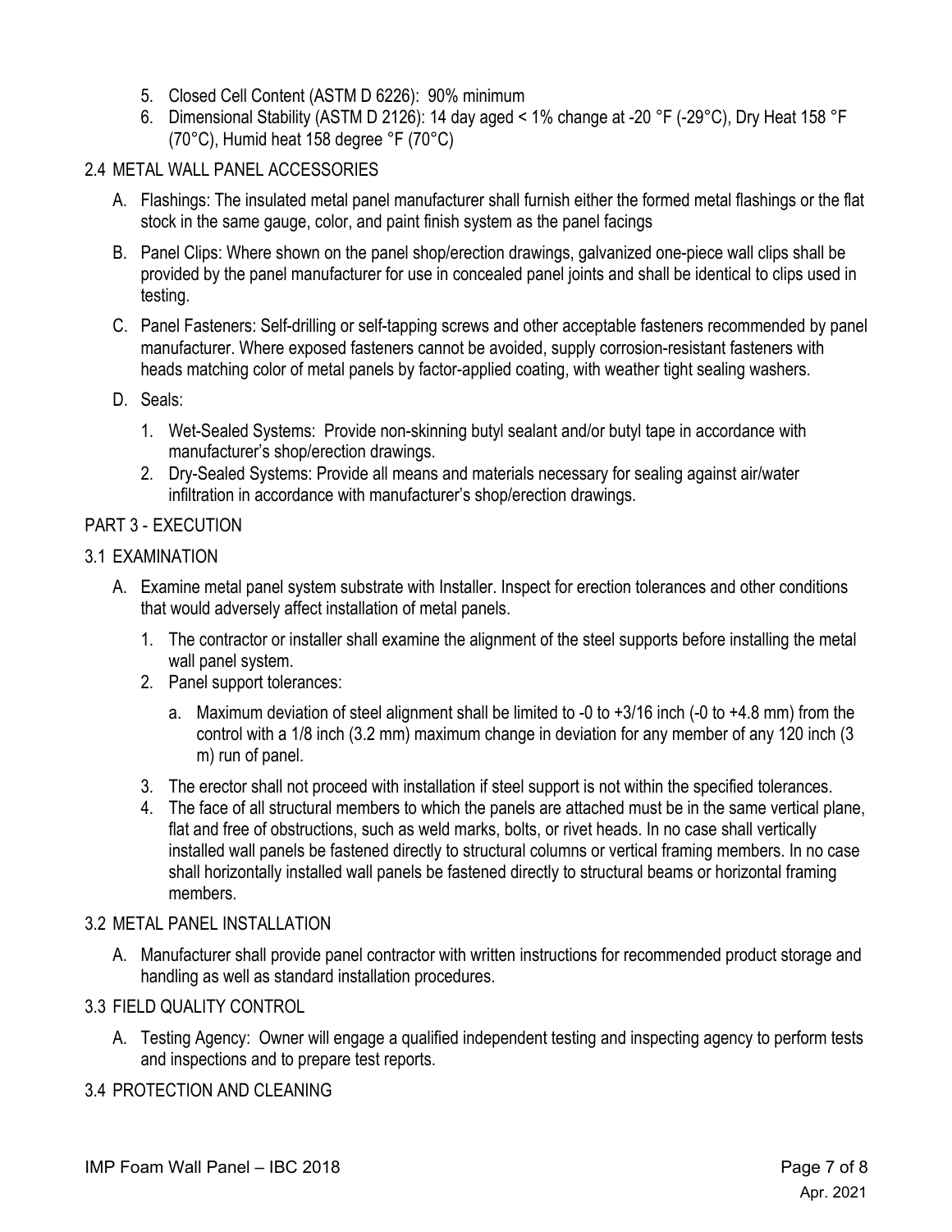5. Closed Cell Content (ASTM D 6226): 90% minimum
6. Dimensional Stability (ASTM D 2126): 14 day aged < 1% change at -20 °F (-29°C), Dry Heat 158 °F (70°C), Humid heat 158 degree °F (70°C)

## 2.4 METAL WALL PANEL ACCESSORIES

A. Flashings: The insulated metal panel manufacturer shall furnish either the formed metal flashings or the flat stock in the same gauge, color, and paint finish system as the panel facings

B. Panel Clips: Where shown on the panel shop/erection drawings, galvanized one-piece wall clips shall be provided by the panel manufacturer for use in concealed panel joints and shall be identical to clips used in testing.

C. Panel Fasteners: Self-drilling or self-tapping screws and other acceptable fasteners recommended by panel manufacturer. Where exposed fasteners cannot be avoided, supply corrosion-resistant fasteners with heads matching color of metal panels by factor-applied coating, with weather tight sealing washers.

D. Seals:

1. Wet-Sealed Systems: Provide non-skinning butyl sealant and/or butyl tape in accordance with manufacturer's shop/erection drawings.
2. Dry-Sealed Systems: Provide all means and materials necessary for sealing against air/water infiltration in accordance with manufacturer's shop/erection drawings.

# PART 3 - EXECUTION

## 3.1 EXAMINATION

A. Examine metal panel system substrate with Installer. Inspect for erection tolerances and other conditions that would adversely affect installation of metal panels.

1. The contractor or installer shall examine the alignment of the steel supports before installing the metal wall panel system.
2. Panel support tolerances:
   a. Maximum deviation of steel alignment shall be limited to -0 to +3/16 inch (-0 to +4.8 mm) from the control with a 1/8 inch (3.2 mm) maximum change in deviation for any member of any 120 inch (3 m) run of panel.
3. The erector shall not proceed with installation if steel support is not within the specified tolerances.
4. The face of all structural members to which the panels are attached must be in the same vertical plane, flat and free of obstructions, such as weld marks, bolts, or rivet heads. In no case shall vertically installed wall panels be fastened directly to structural columns or vertical framing members. In no case shall horizontally installed wall panels be fastened directly to structural beams or horizontal framing members.

## 3.2 METAL PANEL INSTALLATION

A. Manufacturer shall provide panel contractor with written instructions for recommended product storage and handling as well as standard installation procedures.

## 3.3 FIELD QUALITY CONTROL

A. Testing Agency: Owner will engage a qualified independent testing and inspecting agency to perform tests and inspections and to prepare test reports.

## 3.4 PROTECTION AND CLEANING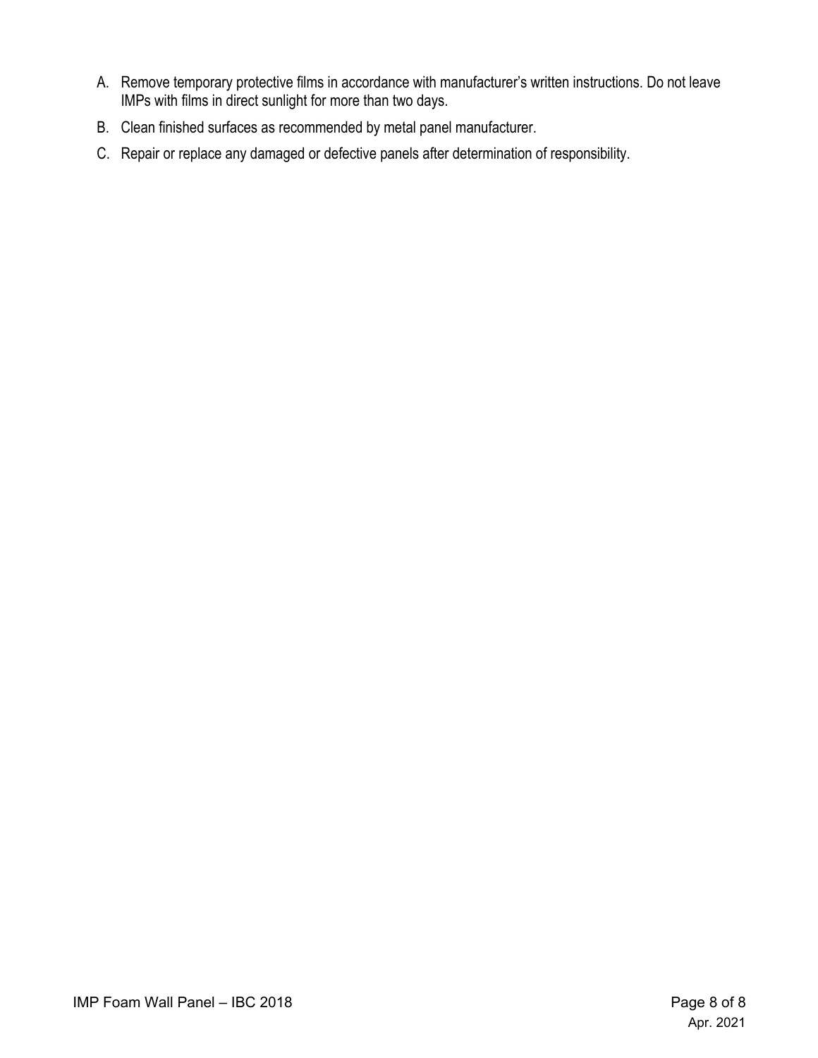A. Remove temporary protective films in accordance with manufacturer's written instructions. Do not leave IMPs with films in direct sunlight for more than two days.

B. Clean finished surfaces as recommended by metal panel manufacturer.

C. Repair or replace any damaged or defective panels after determination of responsibility.